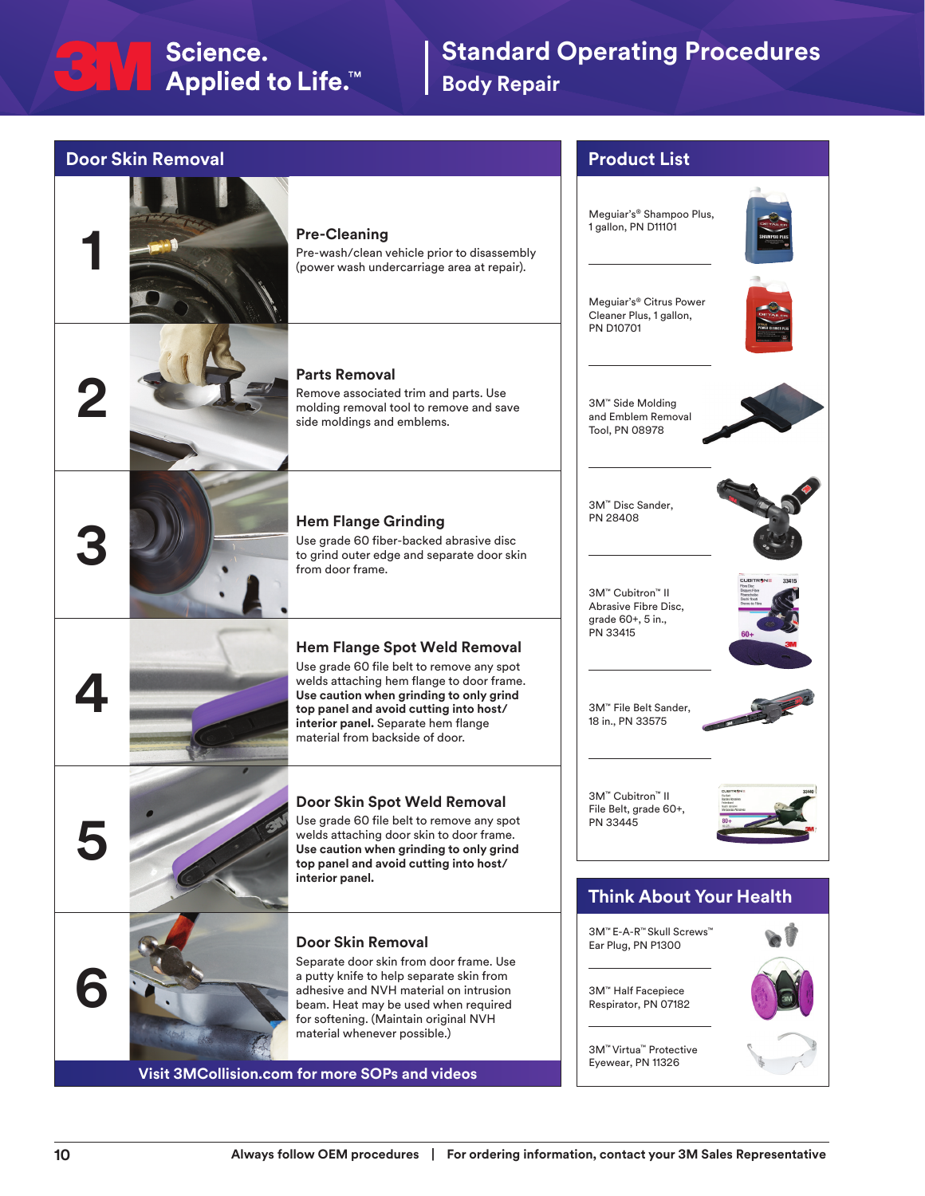# Standard Operating Procedures

## Body Repair

## Door Skin Removal

**1**

### Pre-Cleaning

Pre-wash/clean vehicle prior to disassembly (power wash undercarriage area at repair).

**2**

### Parts Removal

Remove associated trim and parts. Use molding removal tool to remove and save side moldings and emblems.

**3**

### Hem Flange Grinding

Use grade 60 fiber-backed abrasive disc to grind outer edge and separate door skin from door frame.

**4**

### Hem Flange Spot Weld Removal

Use grade 60 file belt to remove any spot welds attaching hem flange to door frame. **Use caution when grinding to only grind top panel and avoid cutting into host/interior panel.** Separate hem flange material from backside of door.

**5**

### Door Skin Spot Weld Removal

Use grade 60 file belt to remove any spot welds attaching door skin to door frame. **Use caution when grinding to only grind top panel and avoid cutting into host/interior panel.**

**6**

### Door Skin Removal

Separate door skin from door frame. Use a putty knife to help separate skin from adhesive and NVH material on intrusion beam. Heat may be used when required for softening. (Maintain original NVH material whenever possible.)

Visit 3MCollision.com for more SOPs and videos

## Product List

- Meguiar's® Shampoo Plus, 1 gallon, PN D11101
- Meguiar's® Citrus Power Cleaner Plus, 1 gallon, PN D10701
- 3M™ Side Molding and Emblem Removal Tool, PN 08978
- 3M™ Disc Sander, PN 28408
- 3M™ Cubitron™ II Abrasive Fibre Disc, grade 60+, 5 in., PN 33415
- 3M™ File Belt Sander, 18 in., PN 33575
- 3M™ Cubitron™ II File Belt, grade 60+, PN 33445

## Think About Your Health

- 3M™ E-A-R™ Skull Screws™ Ear Plug, PN P1300
- 3M™ Half Facepiece Respirator, PN 07182
- 3M™ Virtua™ Protective Eyewear, PN 11326

Always follow OEM procedures | For ordering information, contact your 3M Sales Representative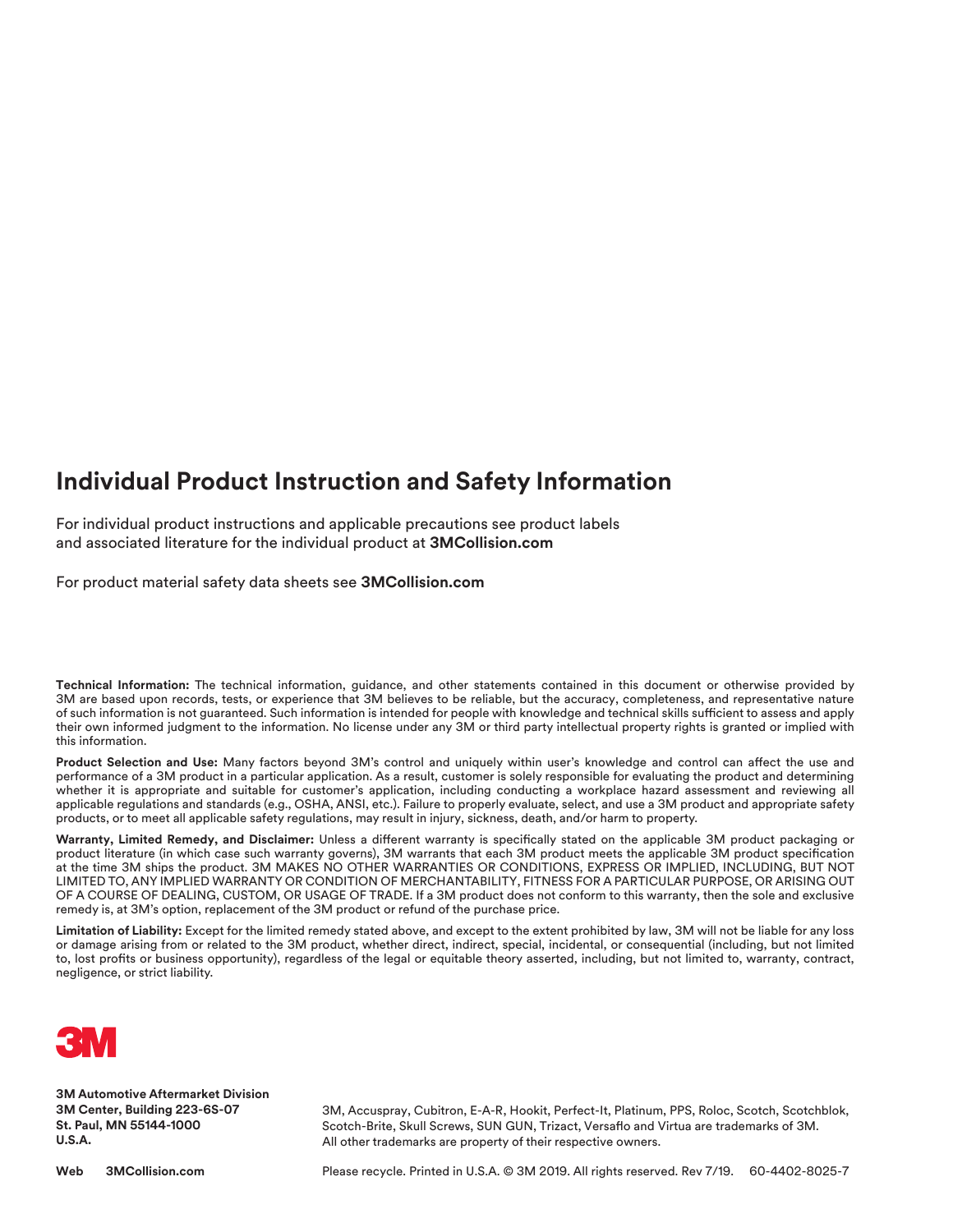# Individual Product Instruction and Safety Information

For individual product instructions and applicable precautions see product labels and associated literature for the individual product at **3MCollision.com**

For product material safety data sheets see **3MCollision.com**

**Technical Information:** The technical information, guidance, and other statements contained in this document or otherwise provided by 3M are based upon records, tests, or experience that 3M believes to be reliable, but the accuracy, completeness, and representative nature of such information is not guaranteed. Such information is intended for people with knowledge and technical skills sufficient to assess and apply their own informed judgment to the information. No license under any 3M or third party intellectual property rights is granted or implied with this information.

**Product Selection and Use:** Many factors beyond 3M's control and uniquely within user's knowledge and control can affect the use and performance of a 3M product in a particular application. As a result, customer is solely responsible for evaluating the product and determining whether it is appropriate and suitable for customer's application, including conducting a workplace hazard assessment and reviewing all applicable regulations and standards (e.g., OSHA, ANSI, etc.). Failure to properly evaluate, select, and use a 3M product and appropriate safety products, or to meet all applicable safety regulations, may result in injury, sickness, death, and/or harm to property.

**Warranty, Limited Remedy, and Disclaimer:** Unless a different warranty is specifically stated on the applicable 3M product packaging or product literature (in which case such warranty governs), 3M warrants that each 3M product meets the applicable 3M product specification at the time 3M ships the product. 3M MAKES NO OTHER WARRANTIES OR CONDITIONS, EXPRESS OR IMPLIED, INCLUDING, BUT NOT LIMITED TO, ANY IMPLIED WARRANTY OR CONDITION OF MERCHANTABILITY, FITNESS FOR A PARTICULAR PURPOSE, OR ARISING OUT OF A COURSE OF DEALING, CUSTOM, OR USAGE OF TRADE. If a 3M product does not conform to this warranty, then the sole and exclusive remedy is, at 3M's option, replacement of the 3M product or refund of the purchase price.

**Limitation of Liability:** Except for the limited remedy stated above, and except to the extent prohibited by law, 3M will not be liable for any loss or damage arising from or related to the 3M product, whether direct, indirect, special, incidental, or consequential (including, but not limited to, lost profits or business opportunity), regardless of the legal or equitable theory asserted, including, but not limited to, warranty, contract, negligence, or strict liability.

3M

**3M Automotive Aftermarket Division**
**3M Center, Building 223-6S-07**
**St. Paul, MN 55144-1000**
**U.S.A.**

**Web 3MCollision.com**

3M, Accuspray, Cubitron, E-A-R, Hookit, Perfect-It, Platinum, PPS, Roloc, Scotch, Scotchblok, Scotch-Brite, Skull Screws, SUN GUN, Trizact, Versaflo and Virtua are trademarks of 3M.
All other trademarks are property of their respective owners.

Please recycle. Printed in U.S.A. © 3M 2019. All rights reserved. Rev 7/19. 60-4402-8025-7